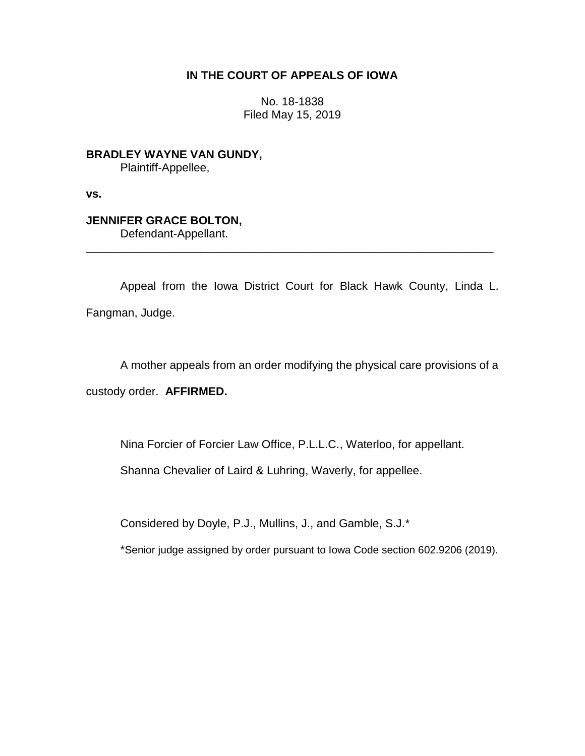**IN THE COURT OF APPEALS OF IOWA**

No. 18-1838
Filed May 15, 2019

**BRADLEY WAYNE VAN GUNDY,**
Plaintiff-Appellee,

**vs.**

**JENNIFER GRACE BOLTON,**
Defendant-Appellant.

---

Appeal from the Iowa District Court for Black Hawk County, Linda L. Fangman, Judge.

A mother appeals from an order modifying the physical care provisions of a custody order. **AFFIRMED.**

Nina Forcier of Forcier Law Office, P.L.L.C., Waterloo, for appellant.

Shanna Chevalier of Laird & Luhring, Waverly, for appellee.

Considered by Doyle, P.J., Mullins, J., and Gamble, S.J.*

*Senior judge assigned by order pursuant to Iowa Code section 602.9206 (2019).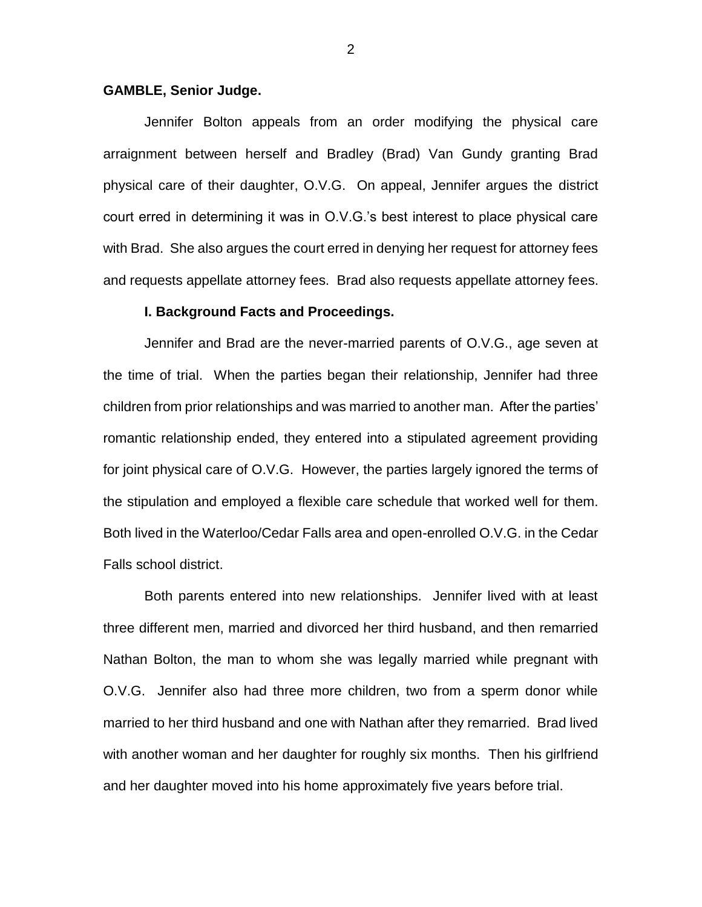**GAMBLE, Senior Judge.**

Jennifer Bolton appeals from an order modifying the physical care arraignment between herself and Bradley (Brad) Van Gundy granting Brad physical care of their daughter, O.V.G. On appeal, Jennifer argues the district court erred in determining it was in O.V.G.'s best interest to place physical care with Brad. She also argues the court erred in denying her request for attorney fees and requests appellate attorney fees. Brad also requests appellate attorney fees.

**I. Background Facts and Proceedings.**

Jennifer and Brad are the never-married parents of O.V.G., age seven at the time of trial. When the parties began their relationship, Jennifer had three children from prior relationships and was married to another man. After the parties' romantic relationship ended, they entered into a stipulated agreement providing for joint physical care of O.V.G. However, the parties largely ignored the terms of the stipulation and employed a flexible care schedule that worked well for them. Both lived in the Waterloo/Cedar Falls area and open-enrolled O.V.G. in the Cedar Falls school district.

Both parents entered into new relationships. Jennifer lived with at least three different men, married and divorced her third husband, and then remarried Nathan Bolton, the man to whom she was legally married while pregnant with O.V.G. Jennifer also had three more children, two from a sperm donor while married to her third husband and one with Nathan after they remarried. Brad lived with another woman and her daughter for roughly six months. Then his girlfriend and her daughter moved into his home approximately five years before trial.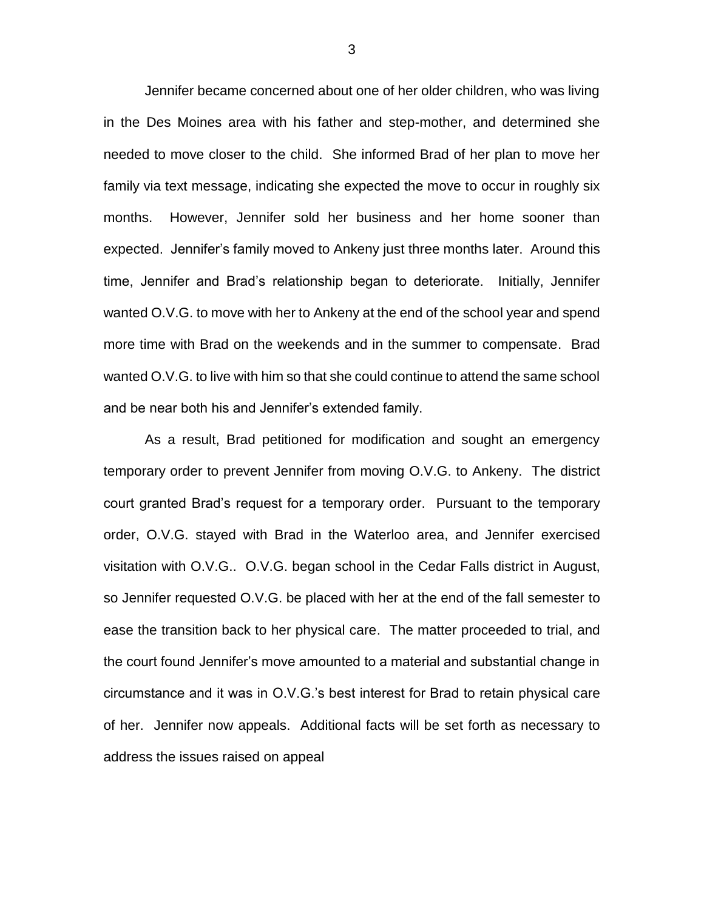Jennifer became concerned about one of her older children, who was living in the Des Moines area with his father and step-mother, and determined she needed to move closer to the child. She informed Brad of her plan to move her family via text message, indicating she expected the move to occur in roughly six months. However, Jennifer sold her business and her home sooner than expected. Jennifer's family moved to Ankeny just three months later. Around this time, Jennifer and Brad's relationship began to deteriorate. Initially, Jennifer wanted O.V.G. to move with her to Ankeny at the end of the school year and spend more time with Brad on the weekends and in the summer to compensate. Brad wanted O.V.G. to live with him so that she could continue to attend the same school and be near both his and Jennifer's extended family.

As a result, Brad petitioned for modification and sought an emergency temporary order to prevent Jennifer from moving O.V.G. to Ankeny. The district court granted Brad's request for a temporary order. Pursuant to the temporary order, O.V.G. stayed with Brad in the Waterloo area, and Jennifer exercised visitation with O.V.G.. O.V.G. began school in the Cedar Falls district in August, so Jennifer requested O.V.G. be placed with her at the end of the fall semester to ease the transition back to her physical care. The matter proceeded to trial, and the court found Jennifer's move amounted to a material and substantial change in circumstance and it was in O.V.G.'s best interest for Brad to retain physical care of her. Jennifer now appeals. Additional facts will be set forth as necessary to address the issues raised on appeal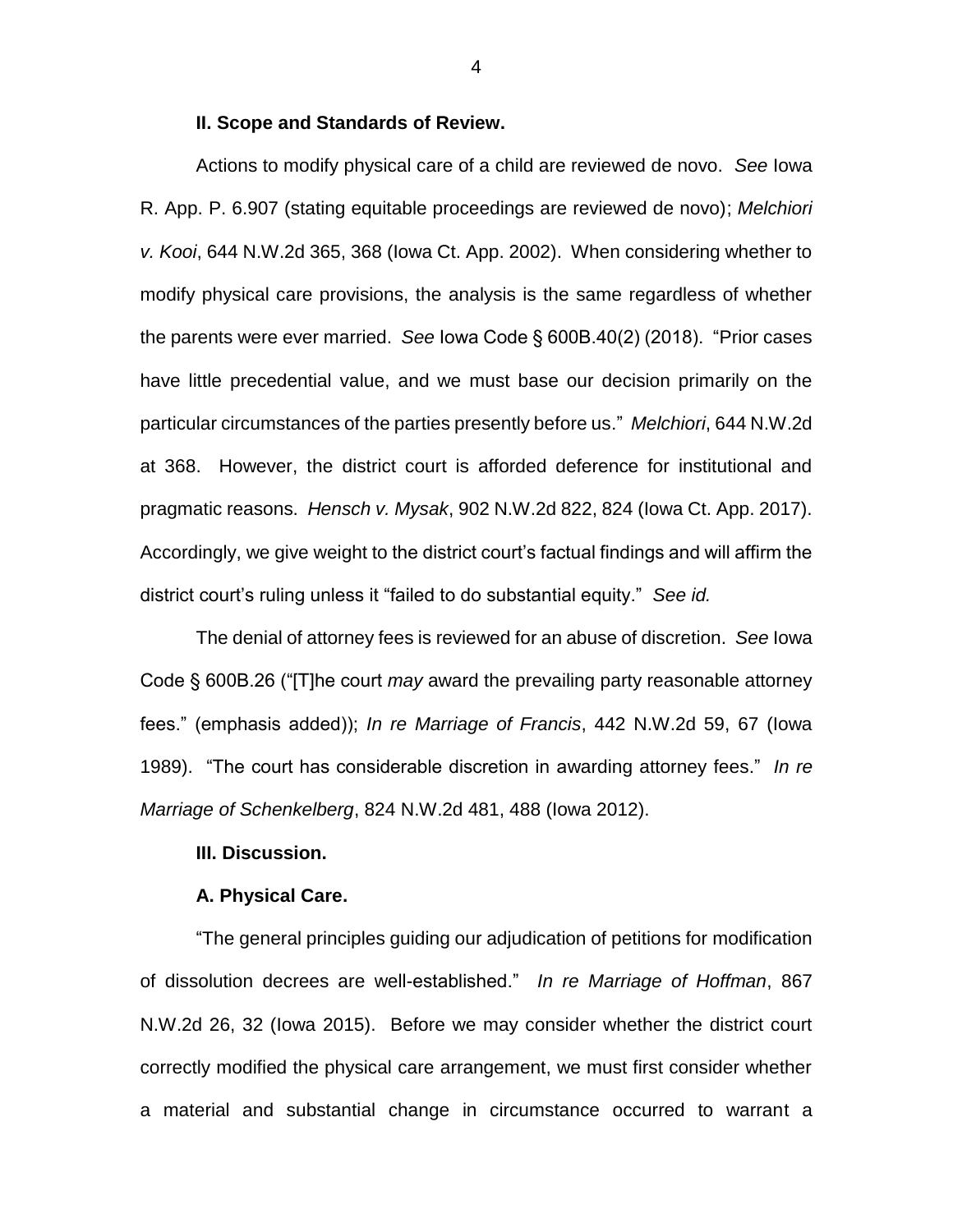**II. Scope and Standards of Review.**

Actions to modify physical care of a child are reviewed de novo. *See* Iowa R. App. P. 6.907 (stating equitable proceedings are reviewed de novo); *Melchiori v. Kooi*, 644 N.W.2d 365, 368 (Iowa Ct. App. 2002). When considering whether to modify physical care provisions, the analysis is the same regardless of whether the parents were ever married. *See* Iowa Code § 600B.40(2) (2018). "Prior cases have little precedential value, and we must base our decision primarily on the particular circumstances of the parties presently before us." *Melchiori*, 644 N.W.2d at 368. However, the district court is afforded deference for institutional and pragmatic reasons. *Hensch v. Mysak*, 902 N.W.2d 822, 824 (Iowa Ct. App. 2017). Accordingly, we give weight to the district court's factual findings and will affirm the district court's ruling unless it "failed to do substantial equity." *See id.*

The denial of attorney fees is reviewed for an abuse of discretion. *See* Iowa Code § 600B.26 ("[T]he court *may* award the prevailing party reasonable attorney fees." (emphasis added)); *In re Marriage of Francis*, 442 N.W.2d 59, 67 (Iowa 1989). "The court has considerable discretion in awarding attorney fees." *In re Marriage of Schenkelberg*, 824 N.W.2d 481, 488 (Iowa 2012).

**III. Discussion.**

**A. Physical Care.**

"The general principles guiding our adjudication of petitions for modification of dissolution decrees are well-established." *In re Marriage of Hoffman*, 867 N.W.2d 26, 32 (Iowa 2015). Before we may consider whether the district court correctly modified the physical care arrangement, we must first consider whether a material and substantial change in circumstance occurred to warrant a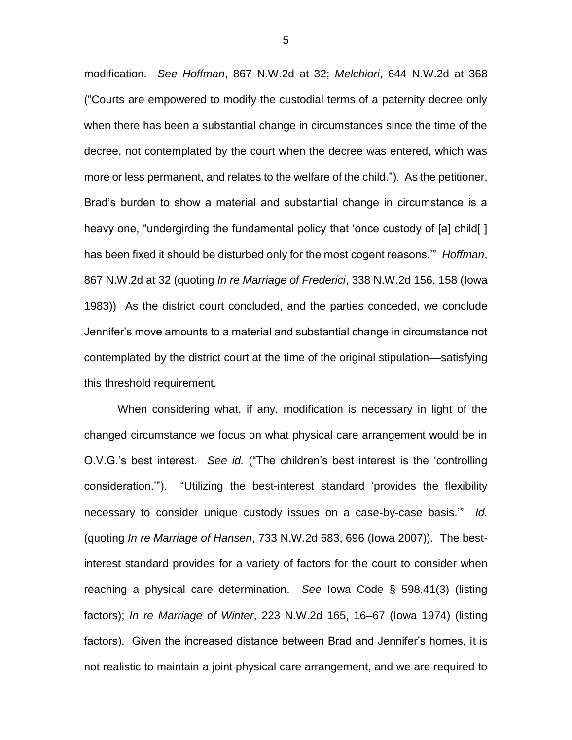modification. *See Hoffman*, 867 N.W.2d at 32; *Melchiori*, 644 N.W.2d at 368 ("Courts are empowered to modify the custodial terms of a paternity decree only when there has been a substantial change in circumstances since the time of the decree, not contemplated by the court when the decree was entered, which was more or less permanent, and relates to the welfare of the child."). As the petitioner, Brad's burden to show a material and substantial change in circumstance is a heavy one, "undergirding the fundamental policy that 'once custody of [a] child[ ] has been fixed it should be disturbed only for the most cogent reasons.'" *Hoffman*, 867 N.W.2d at 32 (quoting *In re Marriage of Frederici*, 338 N.W.2d 156, 158 (Iowa 1983)) As the district court concluded, and the parties conceded, we conclude Jennifer's move amounts to a material and substantial change in circumstance not contemplated by the district court at the time of the original stipulation—satisfying this threshold requirement.

When considering what, if any, modification is necessary in light of the changed circumstance we focus on what physical care arrangement would be in O.V.G.'s best interest. *See id.* ("The children's best interest is the 'controlling consideration.'"). "Utilizing the best-interest standard 'provides the flexibility necessary to consider unique custody issues on a case-by-case basis.'" *Id.* (quoting *In re Marriage of Hansen*, 733 N.W.2d 683, 696 (Iowa 2007)). The best-interest standard provides for a variety of factors for the court to consider when reaching a physical care determination. *See* Iowa Code § 598.41(3) (listing factors); *In re Marriage of Winter*, 223 N.W.2d 165, 16–67 (Iowa 1974) (listing factors). Given the increased distance between Brad and Jennifer's homes, it is not realistic to maintain a joint physical care arrangement, and we are required to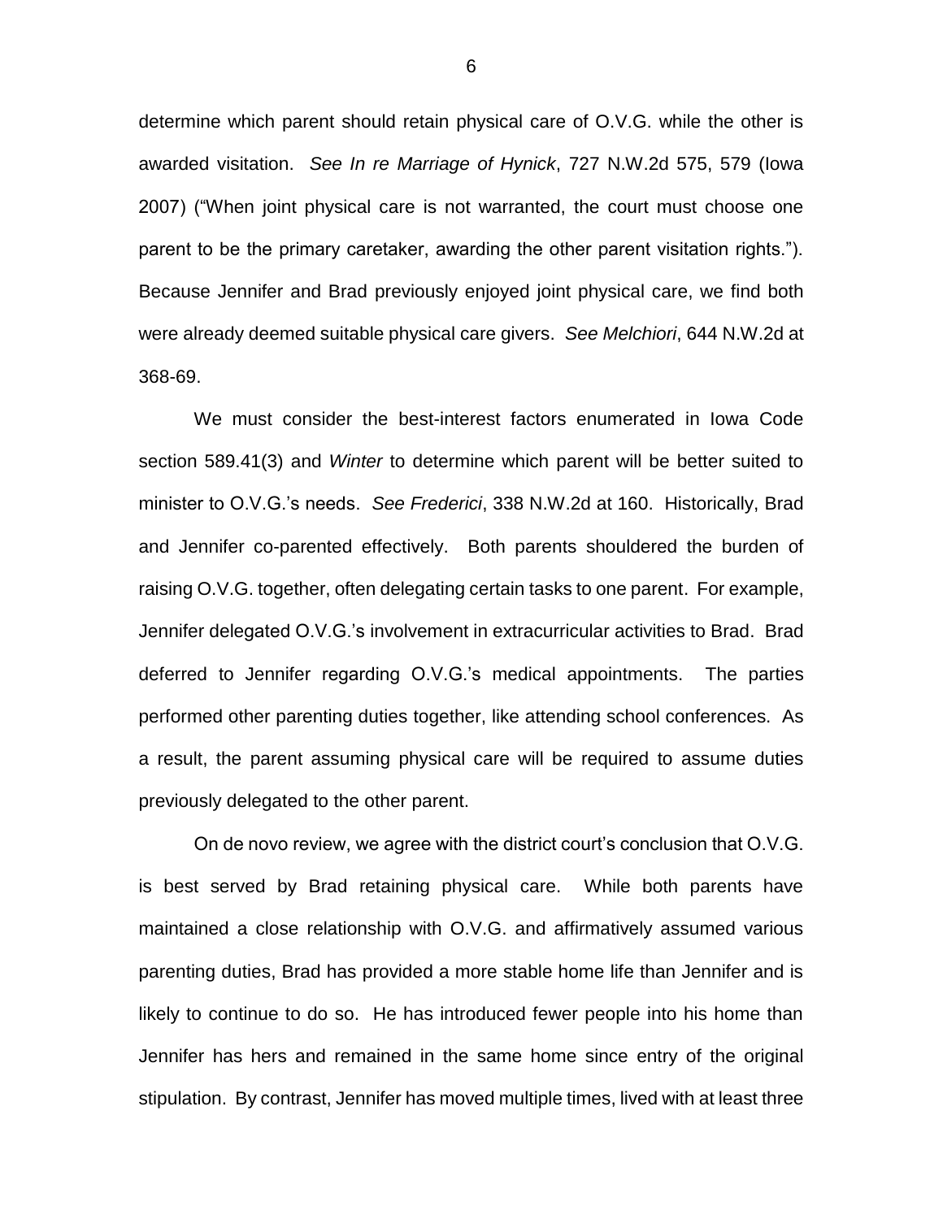determine which parent should retain physical care of O.V.G. while the other is awarded visitation. *See In re Marriage of Hynick*, 727 N.W.2d 575, 579 (Iowa 2007) ("When joint physical care is not warranted, the court must choose one parent to be the primary caretaker, awarding the other parent visitation rights."). Because Jennifer and Brad previously enjoyed joint physical care, we find both were already deemed suitable physical care givers. *See Melchiori*, 644 N.W.2d at 368-69.

We must consider the best-interest factors enumerated in Iowa Code section 589.41(3) and *Winter* to determine which parent will be better suited to minister to O.V.G.'s needs. *See Frederici*, 338 N.W.2d at 160. Historically, Brad and Jennifer co-parented effectively. Both parents shouldered the burden of raising O.V.G. together, often delegating certain tasks to one parent. For example, Jennifer delegated O.V.G.'s involvement in extracurricular activities to Brad. Brad deferred to Jennifer regarding O.V.G.'s medical appointments. The parties performed other parenting duties together, like attending school conferences. As a result, the parent assuming physical care will be required to assume duties previously delegated to the other parent.

On de novo review, we agree with the district court's conclusion that O.V.G. is best served by Brad retaining physical care. While both parents have maintained a close relationship with O.V.G. and affirmatively assumed various parenting duties, Brad has provided a more stable home life than Jennifer and is likely to continue to do so. He has introduced fewer people into his home than Jennifer has hers and remained in the same home since entry of the original stipulation. By contrast, Jennifer has moved multiple times, lived with at least three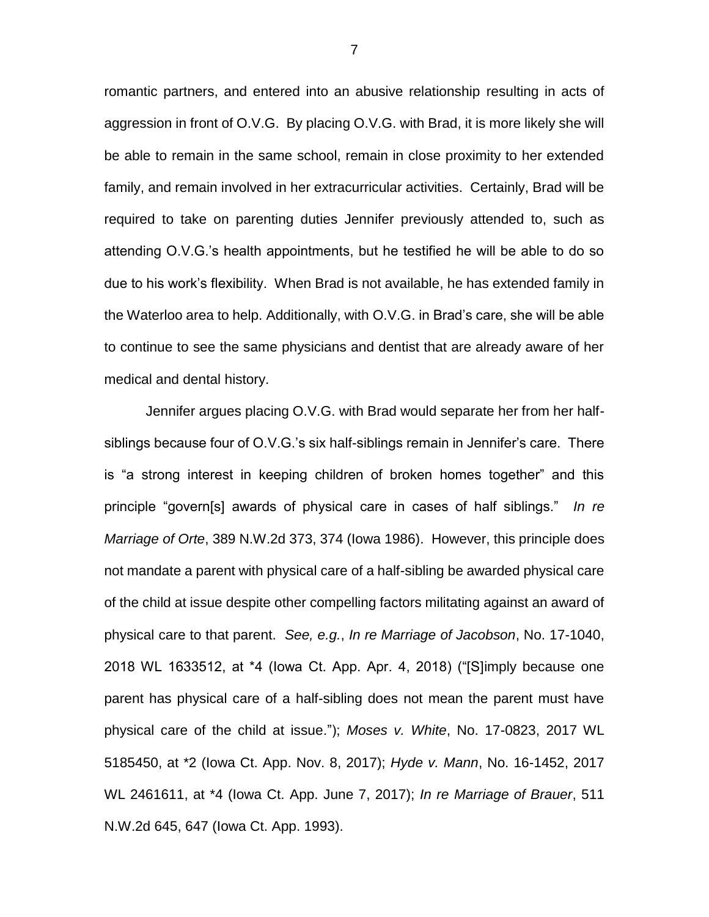romantic partners, and entered into an abusive relationship resulting in acts of aggression in front of O.V.G. By placing O.V.G. with Brad, it is more likely she will be able to remain in the same school, remain in close proximity to her extended family, and remain involved in her extracurricular activities. Certainly, Brad will be required to take on parenting duties Jennifer previously attended to, such as attending O.V.G.'s health appointments, but he testified he will be able to do so due to his work's flexibility. When Brad is not available, he has extended family in the Waterloo area to help. Additionally, with O.V.G. in Brad's care, she will be able to continue to see the same physicians and dentist that are already aware of her medical and dental history.

Jennifer argues placing O.V.G. with Brad would separate her from her half-siblings because four of O.V.G.'s six half-siblings remain in Jennifer's care. There is "a strong interest in keeping children of broken homes together" and this principle "govern[s] awards of physical care in cases of half siblings." *In re Marriage of Orte*, 389 N.W.2d 373, 374 (Iowa 1986). However, this principle does not mandate a parent with physical care of a half-sibling be awarded physical care of the child at issue despite other compelling factors militating against an award of physical care to that parent. *See, e.g.*, *In re Marriage of Jacobson*, No. 17-1040, 2018 WL 1633512, at *4 (Iowa Ct. App. Apr. 4, 2018) ("[S]imply because one parent has physical care of a half-sibling does not mean the parent must have physical care of the child at issue."); *Moses v. White*, No. 17-0823, 2017 WL 5185450, at *2 (Iowa Ct. App. Nov. 8, 2017); *Hyde v. Mann*, No. 16-1452, 2017 WL 2461611, at *4 (Iowa Ct. App. June 7, 2017); *In re Marriage of Brauer*, 511 N.W.2d 645, 647 (Iowa Ct. App. 1993).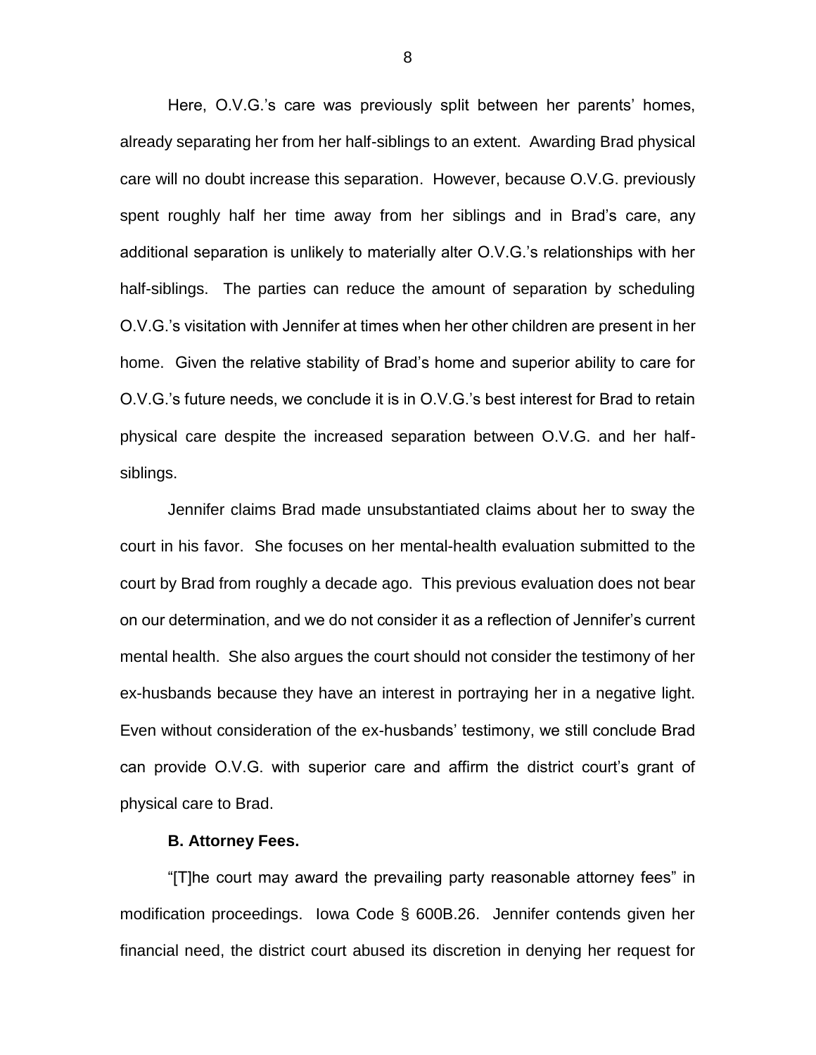Here, O.V.G.'s care was previously split between her parents' homes, already separating her from her half-siblings to an extent. Awarding Brad physical care will no doubt increase this separation. However, because O.V.G. previously spent roughly half her time away from her siblings and in Brad's care, any additional separation is unlikely to materially alter O.V.G.'s relationships with her half-siblings. The parties can reduce the amount of separation by scheduling O.V.G.'s visitation with Jennifer at times when her other children are present in her home. Given the relative stability of Brad's home and superior ability to care for O.V.G.'s future needs, we conclude it is in O.V.G.'s best interest for Brad to retain physical care despite the increased separation between O.V.G. and her half-siblings.

Jennifer claims Brad made unsubstantiated claims about her to sway the court in his favor. She focuses on her mental-health evaluation submitted to the court by Brad from roughly a decade ago. This previous evaluation does not bear on our determination, and we do not consider it as a reflection of Jennifer's current mental health. She also argues the court should not consider the testimony of her ex-husbands because they have an interest in portraying her in a negative light. Even without consideration of the ex-husbands' testimony, we still conclude Brad can provide O.V.G. with superior care and affirm the district court's grant of physical care to Brad.

**B. Attorney Fees.**

"[T]he court may award the prevailing party reasonable attorney fees" in modification proceedings. Iowa Code § 600B.26. Jennifer contends given her financial need, the district court abused its discretion in denying her request for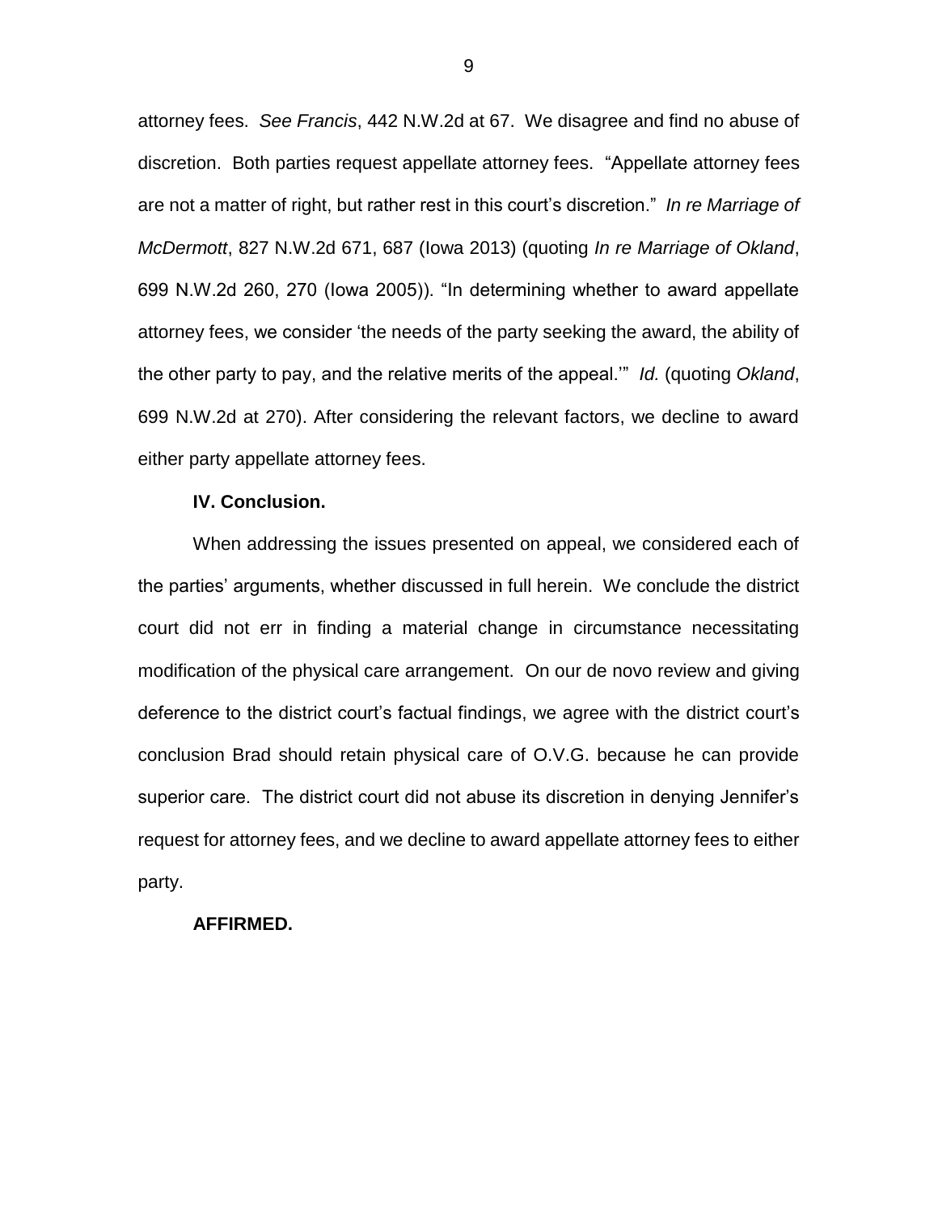attorney fees. *See Francis*, 442 N.W.2d at 67. We disagree and find no abuse of discretion. Both parties request appellate attorney fees. "Appellate attorney fees are not a matter of right, but rather rest in this court's discretion." *In re Marriage of McDermott*, 827 N.W.2d 671, 687 (Iowa 2013) (quoting *In re Marriage of Okland*, 699 N.W.2d 260, 270 (Iowa 2005)). "In determining whether to award appellate attorney fees, we consider 'the needs of the party seeking the award, the ability of the other party to pay, and the relative merits of the appeal.'" *Id.* (quoting *Okland*, 699 N.W.2d at 270). After considering the relevant factors, we decline to award either party appellate attorney fees.

**IV. Conclusion.**

When addressing the issues presented on appeal, we considered each of the parties' arguments, whether discussed in full herein. We conclude the district court did not err in finding a material change in circumstance necessitating modification of the physical care arrangement. On our de novo review and giving deference to the district court's factual findings, we agree with the district court's conclusion Brad should retain physical care of O.V.G. because he can provide superior care. The district court did not abuse its discretion in denying Jennifer's request for attorney fees, and we decline to award appellate attorney fees to either party.

**AFFIRMED.**